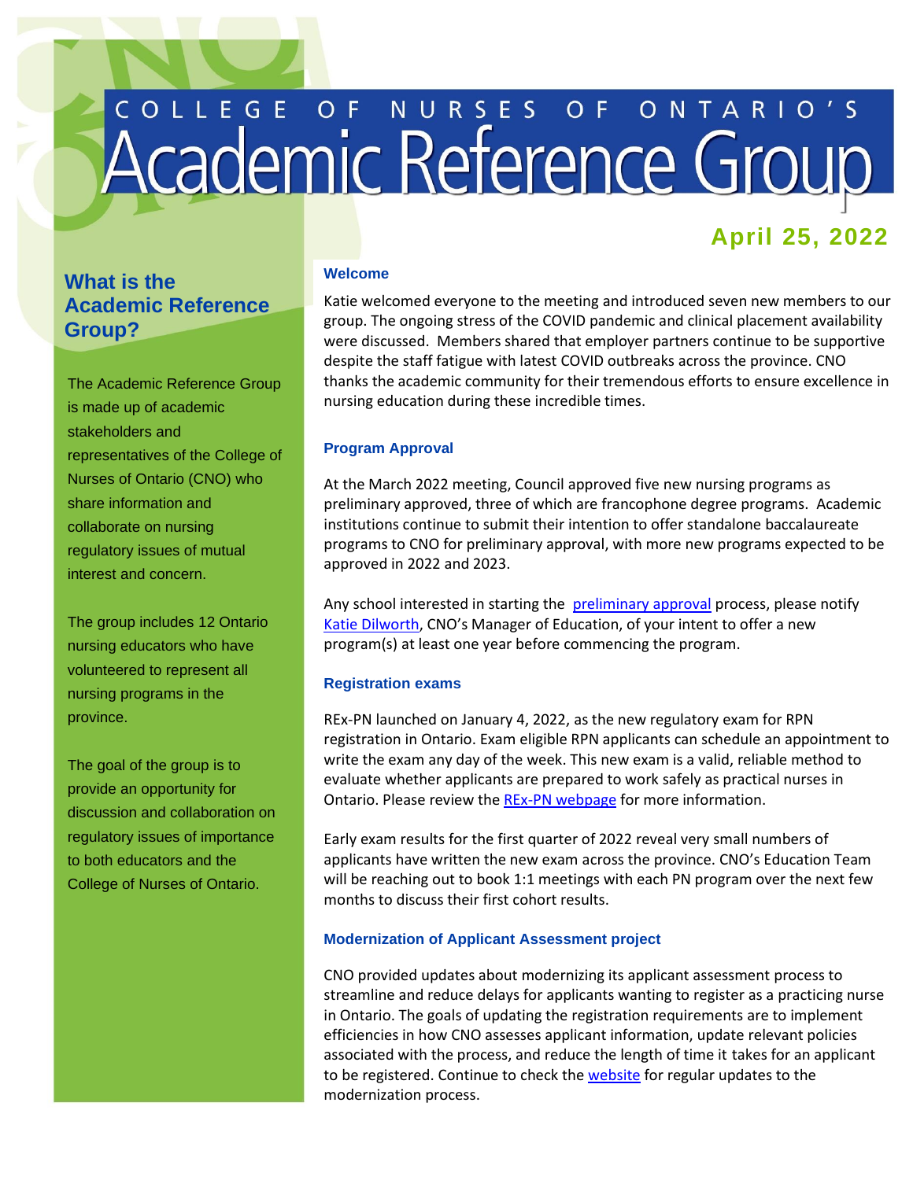# College of Nurses of Ontario's Academic Reference Group

**April 25, 2022**

## What is the Academic Reference Group?

The Academic Reference Group is made up of academic stakeholders and representatives of the College of Nurses of Ontario (CNO) who share information and collaborate on nursing regulatory issues of mutual interest and concern.

The group includes 12 Ontario nursing educators who have volunteered to represent all nursing programs in the province.

The goal of the group is to provide an opportunity for discussion and collaboration on regulatory issues of importance to both educators and the College of Nurses of Ontario.

### Welcome

Katie welcomed everyone to the meeting and introduced seven new members to our group. The ongoing stress of the COVID pandemic and clinical placement availability were discussed. Members shared that employer partners continue to be supportive despite the staff fatigue with latest COVID outbreaks across the province. CNO thanks the academic community for their tremendous efforts to ensure excellence in nursing education during these incredible times.

### Program Approval

At the March 2022 meeting, Council approved five new nursing programs as preliminary approved, three of which are francophone degree programs. Academic institutions continue to submit their intention to offer standalone baccalaureate programs to CNO for preliminary approval, with more new programs expected to be approved in 2022 and 2023.

Any school interested in starting the preliminary approval process, please notify Katie Dilworth, CNO's Manager of Education, of your intent to offer a new program(s) at least one year before commencing the program.

### Registration exams

REx-PN launched on January 4, 2022, as the new regulatory exam for RPN registration in Ontario. Exam eligible RPN applicants can schedule an appointment to write the exam any day of the week. This new exam is a valid, reliable method to evaluate whether applicants are prepared to work safely as practical nurses in Ontario. Please review the REx-PN webpage for more information.

Early exam results for the first quarter of 2022 reveal very small numbers of applicants have written the new exam across the province. CNO's Education Team will be reaching out to book 1:1 meetings with each PN program over the next few months to discuss their first cohort results.

### Modernization of Applicant Assessment project

CNO provided updates about modernizing its applicant assessment process to streamline and reduce delays for applicants wanting to register as a practicing nurse in Ontario. The goals of updating the registration requirements are to implement efficiencies in how CNO assesses applicant information, update relevant policies associated with the process, and reduce the length of time it takes for an applicant to be registered. Continue to check the website for regular updates to the modernization process.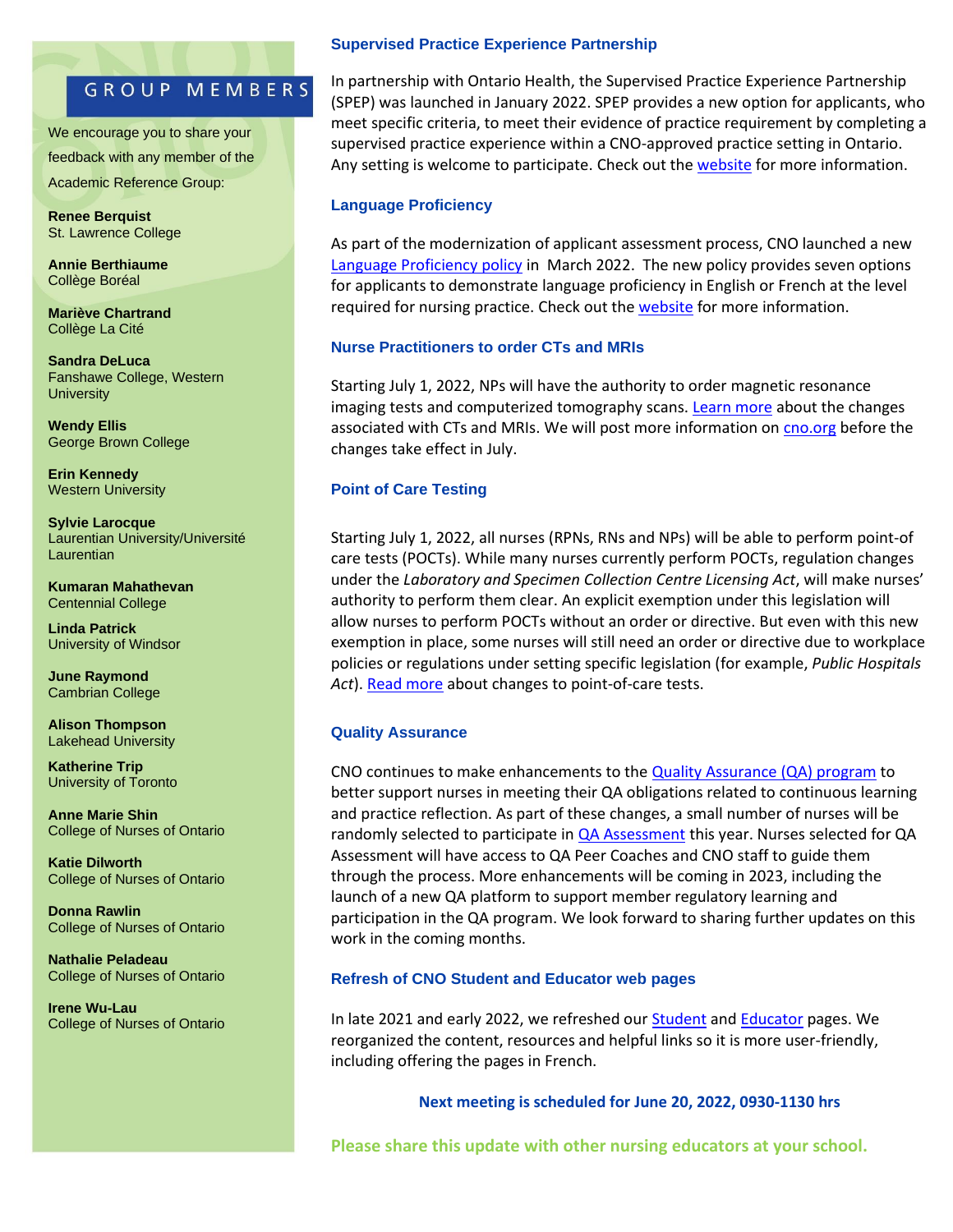## GROUP MEMBERS

We encourage you to share your feedback with any member of the Academic Reference Group:

**Renee Berquist**
St. Lawrence College

**Annie Berthiaume**
Collège Boréal

**Mariève Chartrand**
Collège La Cité

**Sandra DeLuca**
Fanshawe College, Western University

**Wendy Ellis**
George Brown College

**Erin Kennedy**
Western University

**Sylvie Larocque**
Laurentian University/Université Laurentian

**Kumaran Mahathevan**
Centennial College

**Linda Patrick**
University of Windsor

**June Raymond**
Cambrian College

**Alison Thompson**
Lakehead University

**Katherine Trip**
University of Toronto

**Anne Marie Shin**
College of Nurses of Ontario

**Katie Dilworth**
College of Nurses of Ontario

**Donna Rawlin**
College of Nurses of Ontario

**Nathalie Peladeau**
College of Nurses of Ontario

**Irene Wu-Lau**
College of Nurses of Ontario

### Supervised Practice Experience Partnership

In partnership with Ontario Health, the Supervised Practice Experience Partnership (SPEP) was launched in January 2022. SPEP provides a new option for applicants, who meet specific criteria, to meet their evidence of practice requirement by completing a supervised practice experience within a CNO-approved practice setting in Ontario. Any setting is welcome to participate. Check out the website for more information.

### Language Proficiency

As part of the modernization of applicant assessment process, CNO launched a new Language Proficiency policy in March 2022. The new policy provides seven options for applicants to demonstrate language proficiency in English or French at the level required for nursing practice. Check out the website for more information.

### Nurse Practitioners to order CTs and MRIs

Starting July 1, 2022, NPs will have the authority to order magnetic resonance imaging tests and computerized tomography scans. Learn more about the changes associated with CTs and MRIs. We will post more information on cno.org before the changes take effect in July.

### Point of Care Testing

Starting July 1, 2022, all nurses (RPNs, RNs and NPs) will be able to perform point-of care tests (POCTs). While many nurses currently perform POCTs, regulation changes under the *Laboratory and Specimen Collection Centre Licensing Act*, will make nurses' authority to perform them clear. An explicit exemption under this legislation will allow nurses to perform POCTs without an order or directive. But even with this new exemption in place, some nurses will still need an order or directive due to workplace policies or regulations under setting specific legislation (for example, *Public Hospitals Act*). Read more about changes to point-of-care tests.

### Quality Assurance

CNO continues to make enhancements to the Quality Assurance (QA) program to better support nurses in meeting their QA obligations related to continuous learning and practice reflection. As part of these changes, a small number of nurses will be randomly selected to participate in QA Assessment this year. Nurses selected for QA Assessment will have access to QA Peer Coaches and CNO staff to guide them through the process. More enhancements will be coming in 2023, including the launch of a new QA platform to support member regulatory learning and participation in the QA program. We look forward to sharing further updates on this work in the coming months.

### Refresh of CNO Student and Educator web pages

In late 2021 and early 2022, we refreshed our Student and Educator pages. We reorganized the content, resources and helpful links so it is more user-friendly, including offering the pages in French.

**Next meeting is scheduled for June 20, 2022, 0930-1130 hrs**

**Please share this update with other nursing educators at your school.**